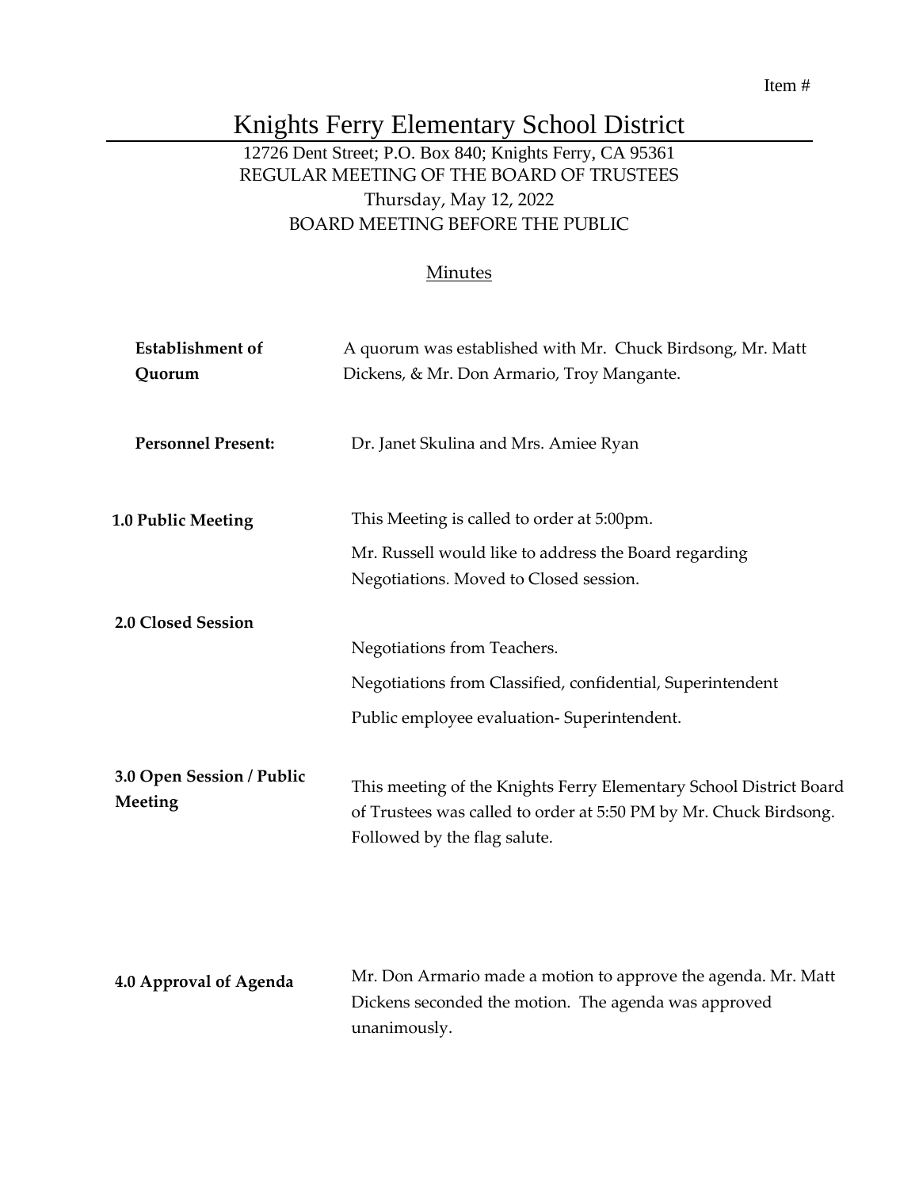Item #

# Knights Ferry Elementary School District

12726 Dent Street; P.O. Box 840; Knights Ferry, CA 95361
REGULAR MEETING OF THE BOARD OF TRUSTEES
Thursday, May 12, 2022
BOARD MEETING BEFORE THE PUBLIC

Minutes

**Establishment of Quorum**

A quorum was established with Mr. Chuck Birdsong, Mr. Matt Dickens, & Mr. Don Armario, Troy Mangante.

**Personnel Present:**

Dr. Janet Skulina and Mrs. Amiee Ryan

**1.0 Public Meeting**

This Meeting is called to order at 5:00pm.

Mr. Russell would like to address the Board regarding Negotiations. Moved to Closed session.

**2.0 Closed Session**

Negotiations from Teachers.

Negotiations from Classified, confidential, Superintendent

Public employee evaluation- Superintendent.

**3.0 Open Session / Public Meeting**

This meeting of the Knights Ferry Elementary School District Board of Trustees was called to order at 5:50 PM by Mr. Chuck Birdsong. Followed by the flag salute.

**4.0 Approval of Agenda**

Mr. Don Armario made a motion to approve the agenda. Mr. Matt Dickens seconded the motion. The agenda was approved unanimously.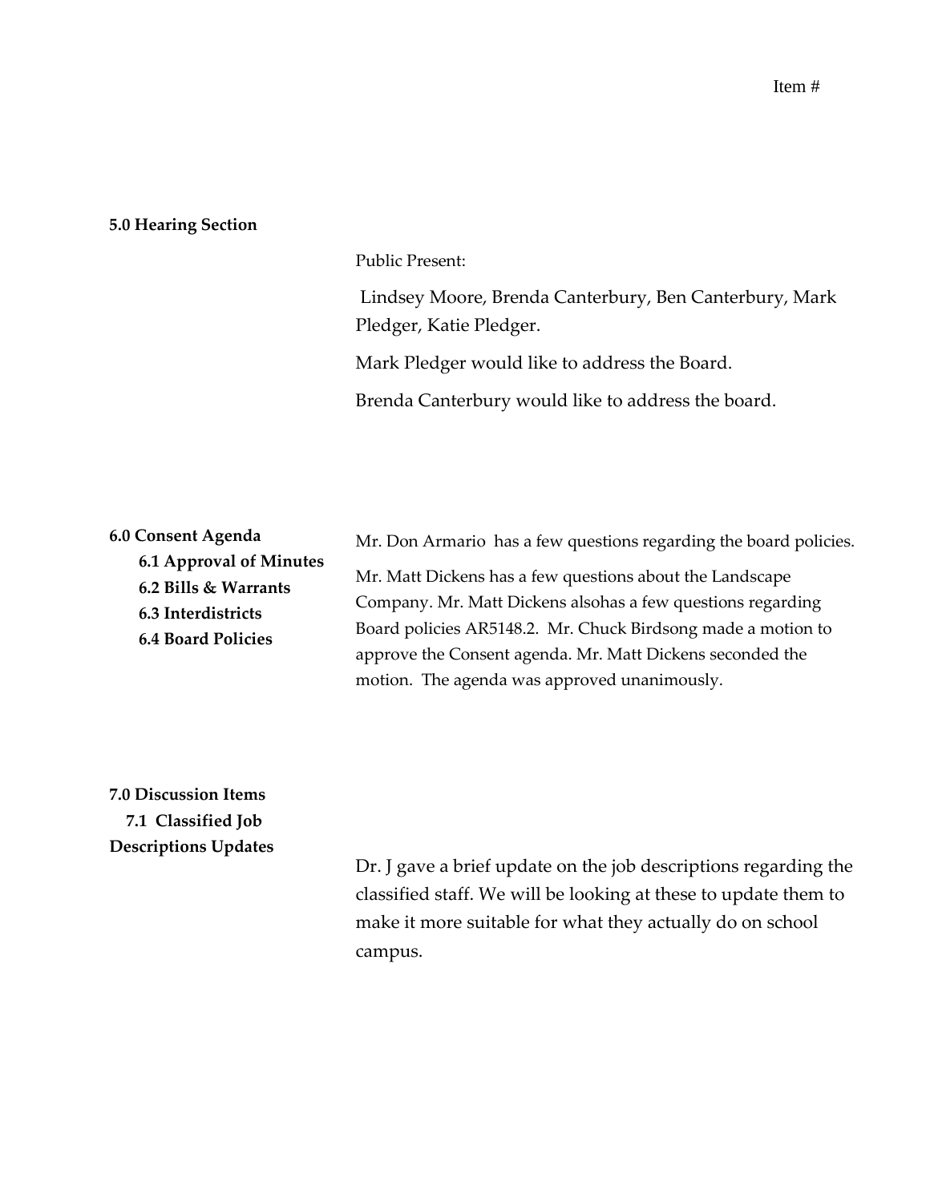Item #

**5.0 Hearing Section**

Public Present:

Lindsey Moore, Brenda Canterbury, Ben Canterbury, Mark Pledger, Katie Pledger.

Mark Pledger would like to address the Board.

Brenda Canterbury would like to address the board.

**6.0 Consent Agenda**

**6.1 Approval of Minutes**

**6.2 Bills & Warrants**

**6.3 Interdistricts**

**6.4 Board Policies**

Mr. Don Armario has a few questions regarding the board policies.

Mr. Matt Dickens has a few questions about the Landscape Company. Mr. Matt Dickens alsohas a few questions regarding Board policies AR5148.2. Mr. Chuck Birdsong made a motion to approve the Consent agenda. Mr. Matt Dickens seconded the motion. The agenda was approved unanimously.

**7.0 Discussion Items**

**7.1 Classified Job Descriptions Updates**

Dr. J gave a brief update on the job descriptions regarding the classified staff. We will be looking at these to update them to make it more suitable for what they actually do on school campus.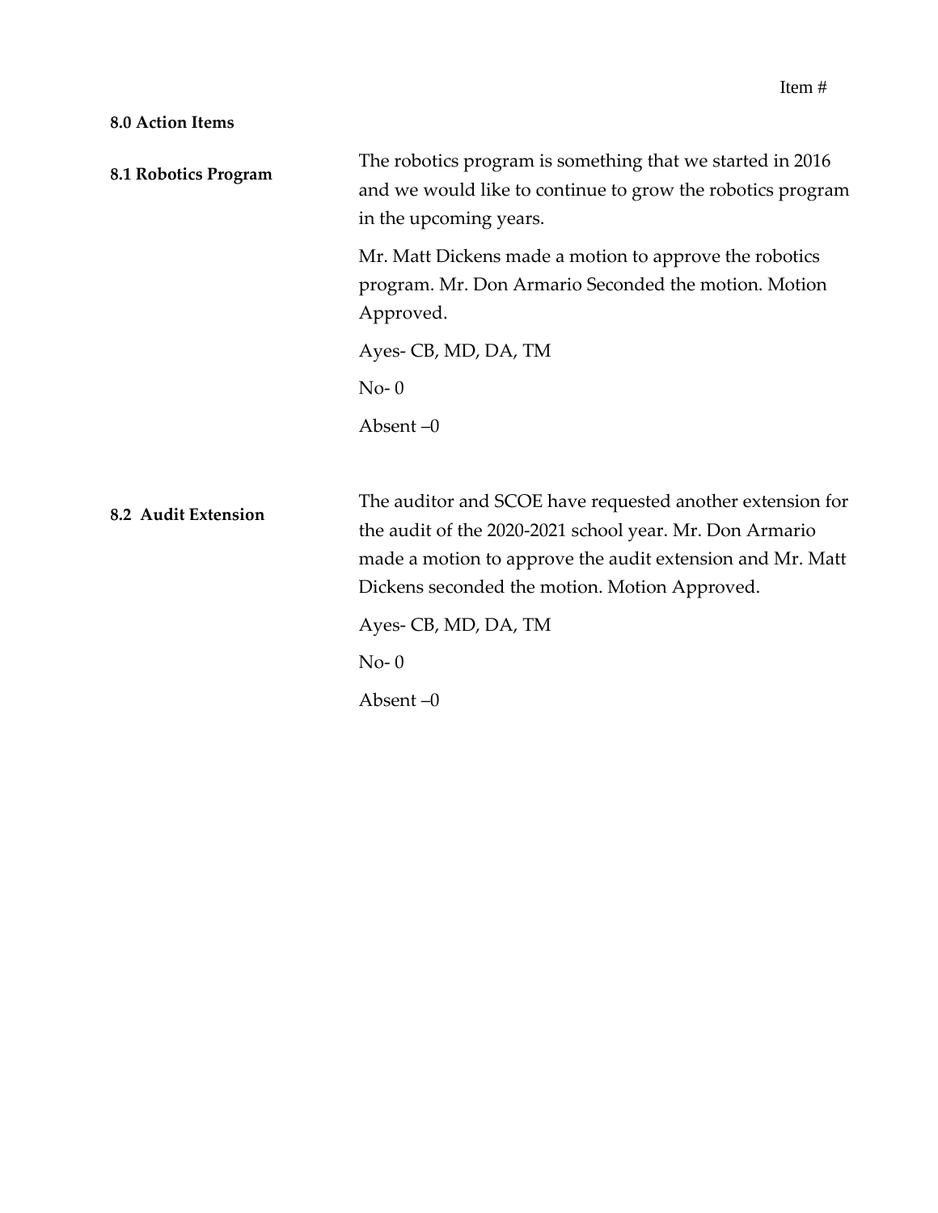Item #

**8.0 Action Items**

**8.1 Robotics Program**

The robotics program is something that we started in 2016 and we would like to continue to grow the robotics program in the upcoming years.

Mr. Matt Dickens made a motion to approve the robotics program. Mr. Don Armario Seconded the motion. Motion Approved.

Ayes- CB, MD, DA, TM

No- 0

Absent –0

**8.2 Audit Extension**

The auditor and SCOE have requested another extension for the audit of the 2020-2021 school year. Mr. Don Armario made a motion to approve the audit extension and Mr. Matt Dickens seconded the motion. Motion Approved.

Ayes- CB, MD, DA, TM

No- 0

Absent –0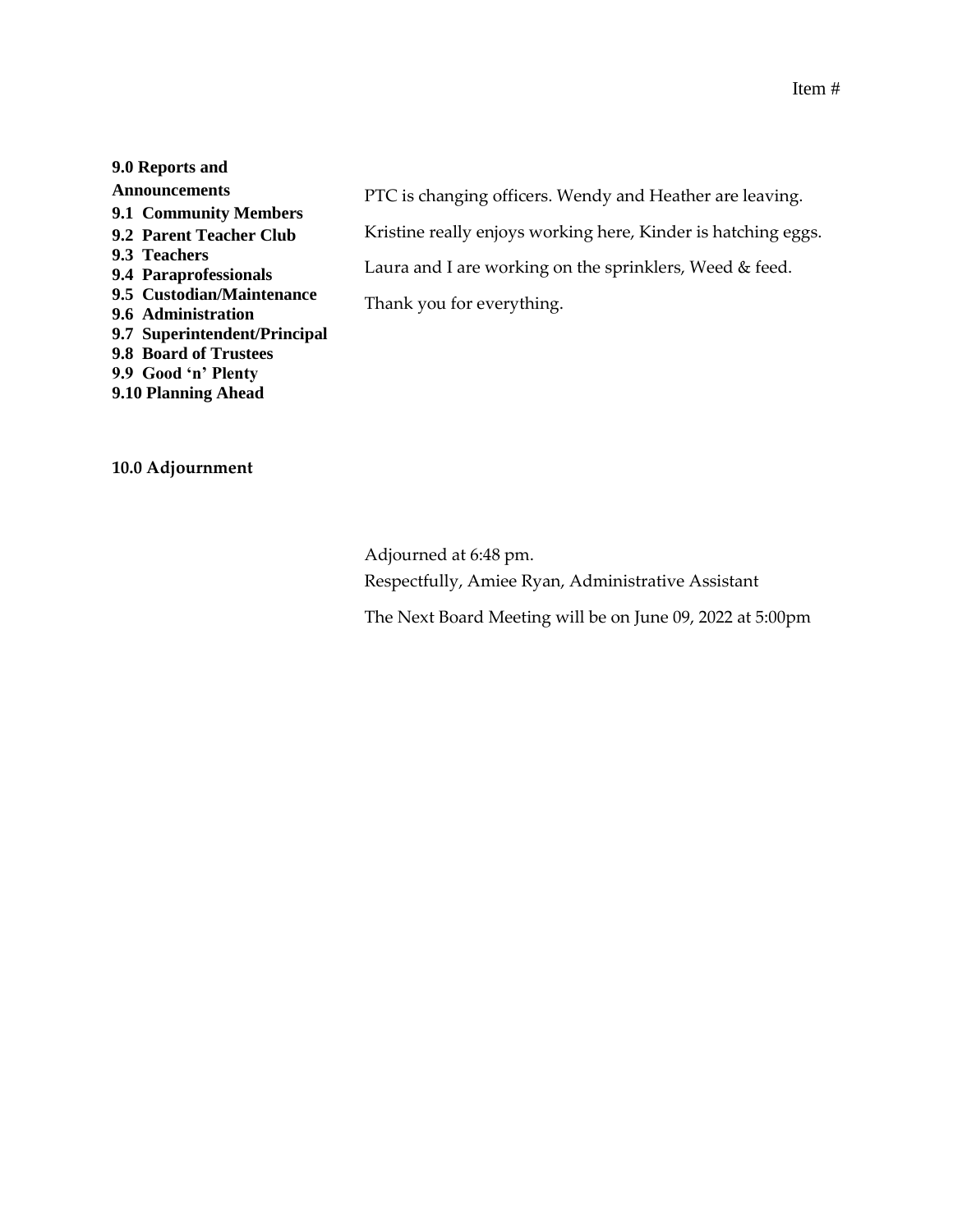Item #

**9.0 Reports and Announcements**

**9.1 Community Members**

**9.2 Parent Teacher Club**

PTC is changing officers. Wendy and Heather are leaving.

**9.3 Teachers**

Kristine really enjoys working here, Kinder is hatching eggs.

**9.4 Paraprofessionals**

**9.5 Custodian/Maintenance**

Laura and I are working on the sprinklers, Weed & feed.

**9.6 Administration**

Thank you for everything.

**9.7 Superintendent/Principal**

**9.8 Board of Trustees**

**9.9 Good 'n' Plenty**

**9.10 Planning Ahead**

**10.0 Adjournment**

Adjourned at 6:48 pm.

Respectfully, Amiee Ryan, Administrative Assistant

The Next Board Meeting will be on June 09, 2022 at 5:00pm